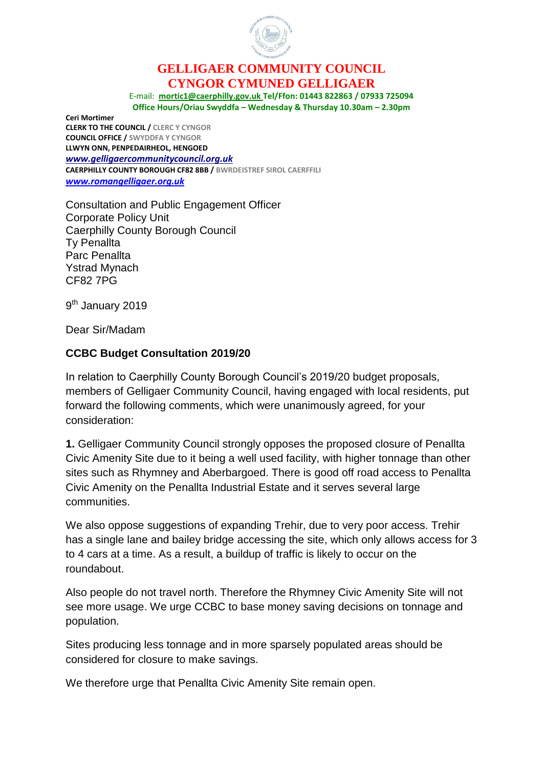# GELLIGAER COMMUNITY COUNCIL
# CYNGOR CYMUNED GELLIGAER

E-mail: **mortic1@caerphilly.gov.uk** **Tel/Ffon: 01443 822863 / 07933 725094**
**Office Hours/Oriau Swyddfa – Wednesday & Thursday 10.30am – 2.30pm**

**Ceri Mortimer**
**CLERK TO THE COUNCIL /** CLERC Y CYNGOR
**COUNCIL OFFICE /** SWYDDFA Y CYNGOR
**LLWYN ONN, PENPEDAIRHEOL, HENGOED**
***www.gelligaercommunitycouncil.org.uk***
**CAERPHILLY COUNTY BOROUGH CF82 8BB /** BWRDEISTREF SIROL CAERFFILI
***www.romangelligaer.org.uk***

Consultation and Public Engagement Officer
Corporate Policy Unit
Caerphilly County Borough Council
Ty Penallta
Parc Penallta
Ystrad Mynach
CF82 7PG

9th January 2019

Dear Sir/Madam

**CCBC Budget Consultation 2019/20**

In relation to Caerphilly County Borough Council's 2019/20 budget proposals, members of Gelligaer Community Council, having engaged with local residents, put forward the following comments, which were unanimously agreed, for your consideration:

**1.** Gelligaer Community Council strongly opposes the proposed closure of Penallta Civic Amenity Site due to it being a well used facility, with higher tonnage than other sites such as Rhymney and Aberbargoed. There is good off road access to Penallta Civic Amenity on the Penallta Industrial Estate and it serves several large communities.

We also oppose suggestions of expanding Trehir, due to very poor access. Trehir has a single lane and bailey bridge accessing the site, which only allows access for 3 to 4 cars at a time. As a result, a buildup of traffic is likely to occur on the roundabout.

Also people do not travel north. Therefore the Rhymney Civic Amenity Site will not see more usage. We urge CCBC to base money saving decisions on tonnage and population.

Sites producing less tonnage and in more sparsely populated areas should be considered for closure to make savings.

We therefore urge that Penallta Civic Amenity Site remain open.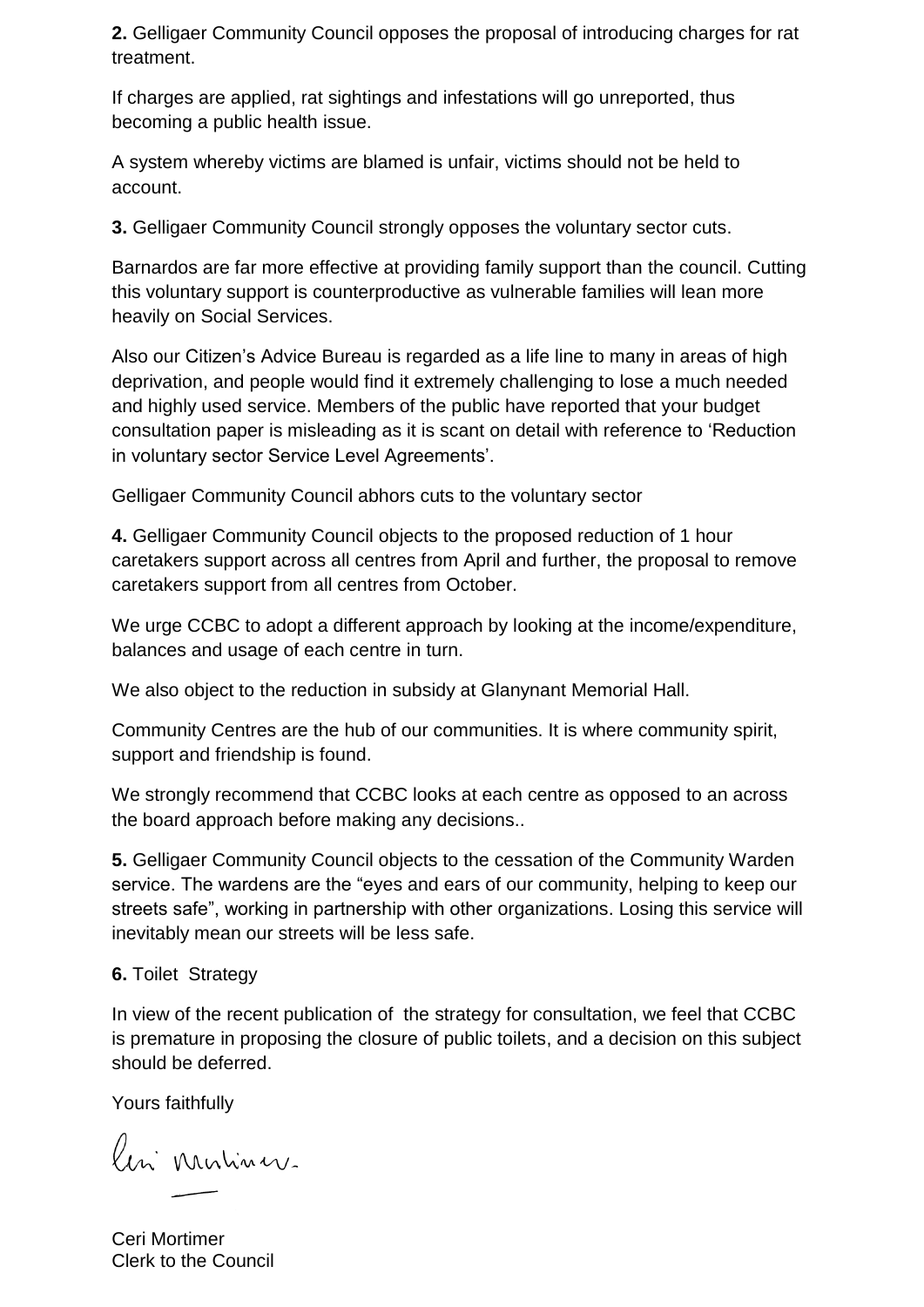**2.** Gelligaer Community Council opposes the proposal of introducing charges for rat treatment.

If charges are applied, rat sightings and infestations will go unreported, thus becoming a public health issue.

A system whereby victims are blamed is unfair, victims should not be held to account.

**3.** Gelligaer Community Council strongly opposes the voluntary sector cuts.

Barnardos are far more effective at providing family support than the council. Cutting this voluntary support is counterproductive as vulnerable families will lean more heavily on Social Services.

Also our Citizen's Advice Bureau is regarded as a life line to many in areas of high deprivation, and people would find it extremely challenging to lose a much needed and highly used service. Members of the public have reported that your budget consultation paper is misleading as it is scant on detail with reference to 'Reduction in voluntary sector Service Level Agreements'.

Gelligaer Community Council abhors cuts to the voluntary sector

**4.** Gelligaer Community Council objects to the proposed reduction of 1 hour caretakers support across all centres from April and further, the proposal to remove caretakers support from all centres from October.

We urge CCBC to adopt a different approach by looking at the income/expenditure, balances and usage of each centre in turn.

We also object to the reduction in subsidy at Glanynant Memorial Hall.

Community Centres are the hub of our communities. It is where community spirit, support and friendship is found.

We strongly recommend that CCBC looks at each centre as opposed to an across the board approach before making any decisions..

**5.** Gelligaer Community Council objects to the cessation of the Community Warden service. The wardens are the "eyes and ears of our community, helping to keep our streets safe", working in partnership with other organizations. Losing this service will inevitably mean our streets will be less safe.

**6.** Toilet Strategy

In view of the recent publication of the strategy for consultation, we feel that CCBC is premature in proposing the closure of public toilets, and a decision on this subject should be deferred.

Yours faithfully

Ceri Mortimer

Ceri Mortimer
Clerk to the Council